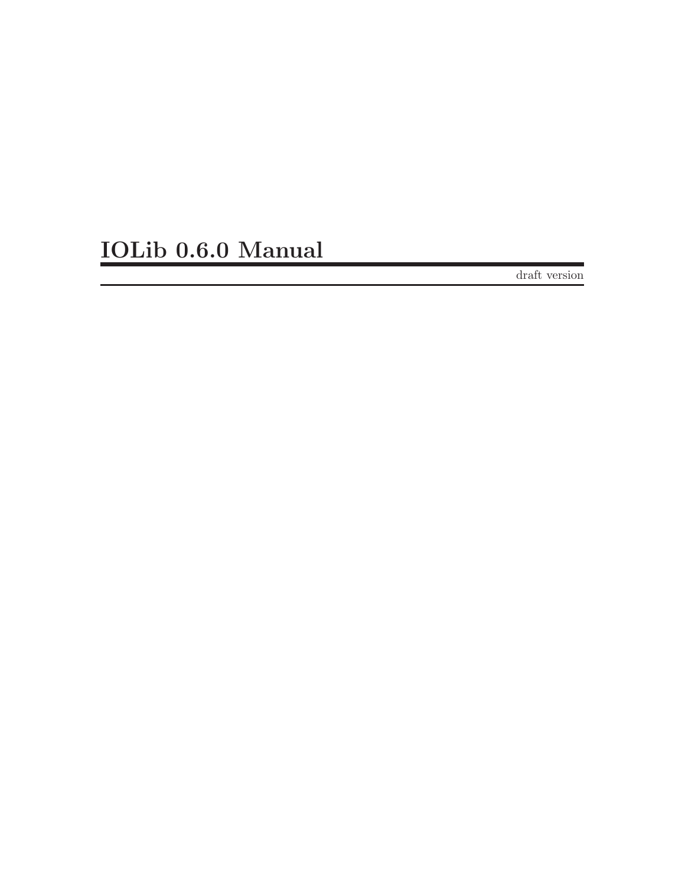# IOLib 0.6.0 Manual

draft version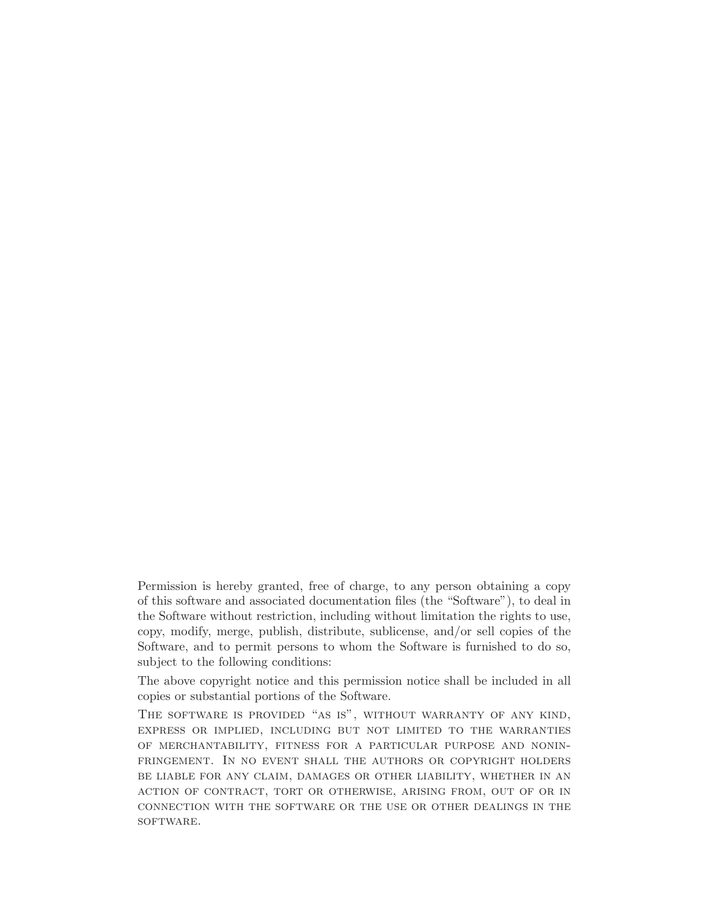Permission is hereby granted, free of charge, to any person obtaining a copy of this software and associated documentation files (the "Software"), to deal in the Software without restriction, including without limitation the rights to use, copy, modify, merge, publish, distribute, sublicense, and/or sell copies of the Software, and to permit persons to whom the Software is furnished to do so, subject to the following conditions:

The above copyright notice and this permission notice shall be included in all copies or substantial portions of the Software.

THE SOFTWARE IS PROVIDED "AS IS", WITHOUT WARRANTY OF ANY KIND, EXPRESS OR IMPLIED, INCLUDING BUT NOT LIMITED TO THE WARRANTIES OF MERCHANTABILITY, FITNESS FOR A PARTICULAR PURPOSE AND NONINFRINGEMENT. IN NO EVENT SHALL THE AUTHORS OR COPYRIGHT HOLDERS BE LIABLE FOR ANY CLAIM, DAMAGES OR OTHER LIABILITY, WHETHER IN AN ACTION OF CONTRACT, TORT OR OTHERWISE, ARISING FROM, OUT OF OR IN CONNECTION WITH THE SOFTWARE OR THE USE OR OTHER DEALINGS IN THE SOFTWARE.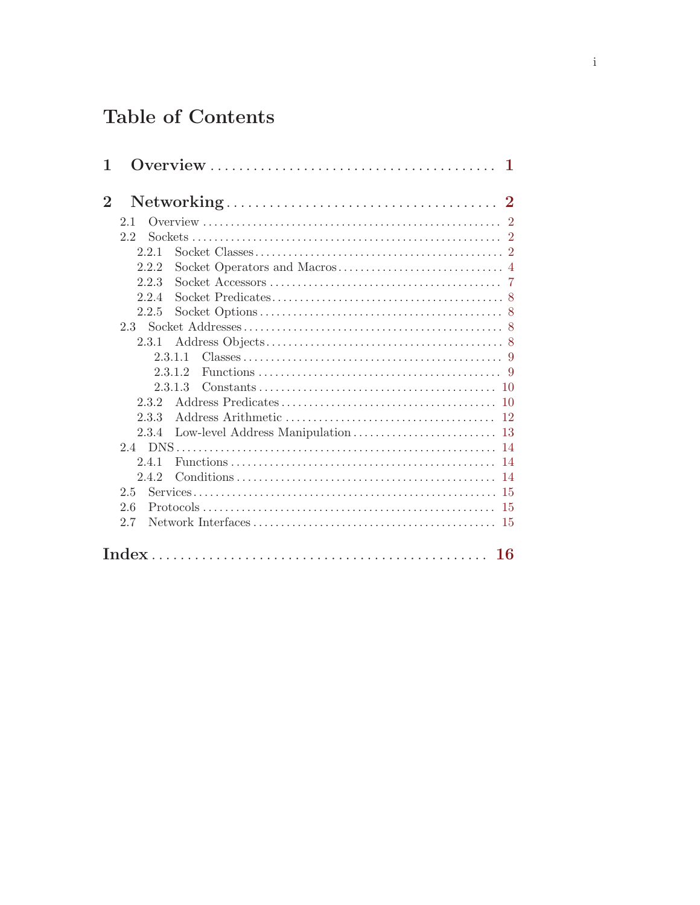# Table of Contents

**1 Overview** .......................................... **1**

**2 Networking** ....................................... **2**

- 2.1 Overview ..................................................... 2
- 2.2 Sockets ....................................................... 2
  - 2.2.1 Socket Classes ............................................ 2
  - 2.2.2 Socket Operators and Macros .............................. 4
  - 2.2.3 Socket Accessors .......................................... 7
  - 2.2.4 Socket Predicates ......................................... 8
  - 2.2.5 Socket Options ............................................ 8
- 2.3 Socket Addresses .............................................. 8
  - 2.3.1 Address Objects ........................................... 8
    - 2.3.1.1 Classes ............................................... 9
    - 2.3.1.2 Functions ............................................. 9
    - 2.3.1.3 Constants ............................................ 10
  - 2.3.2 Address Predicates ....................................... 10
  - 2.3.3 Address Arithmetic ....................................... 12
  - 2.3.4 Low-level Address Manipulation .......................... 13
- 2.4 DNS ........................................................... 14
  - 2.4.1 Functions ................................................ 14
  - 2.4.2 Conditions ............................................... 14
- 2.5 Services ...................................................... 15
- 2.6 Protocols ..................................................... 15
- 2.7 Network Interfaces ............................................ 15

**Index** ............................................... **16**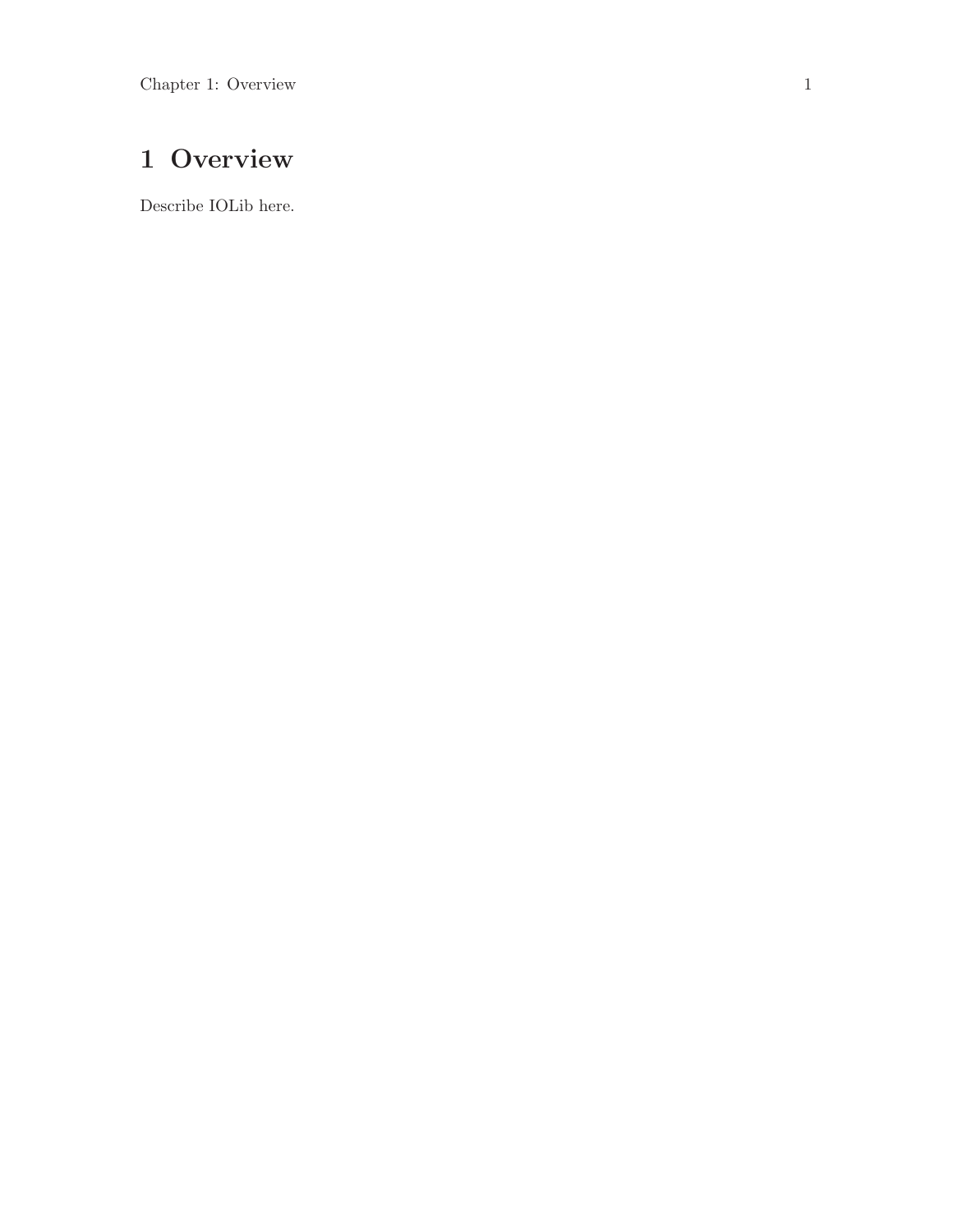# 1 Overview

Describe IOLib here.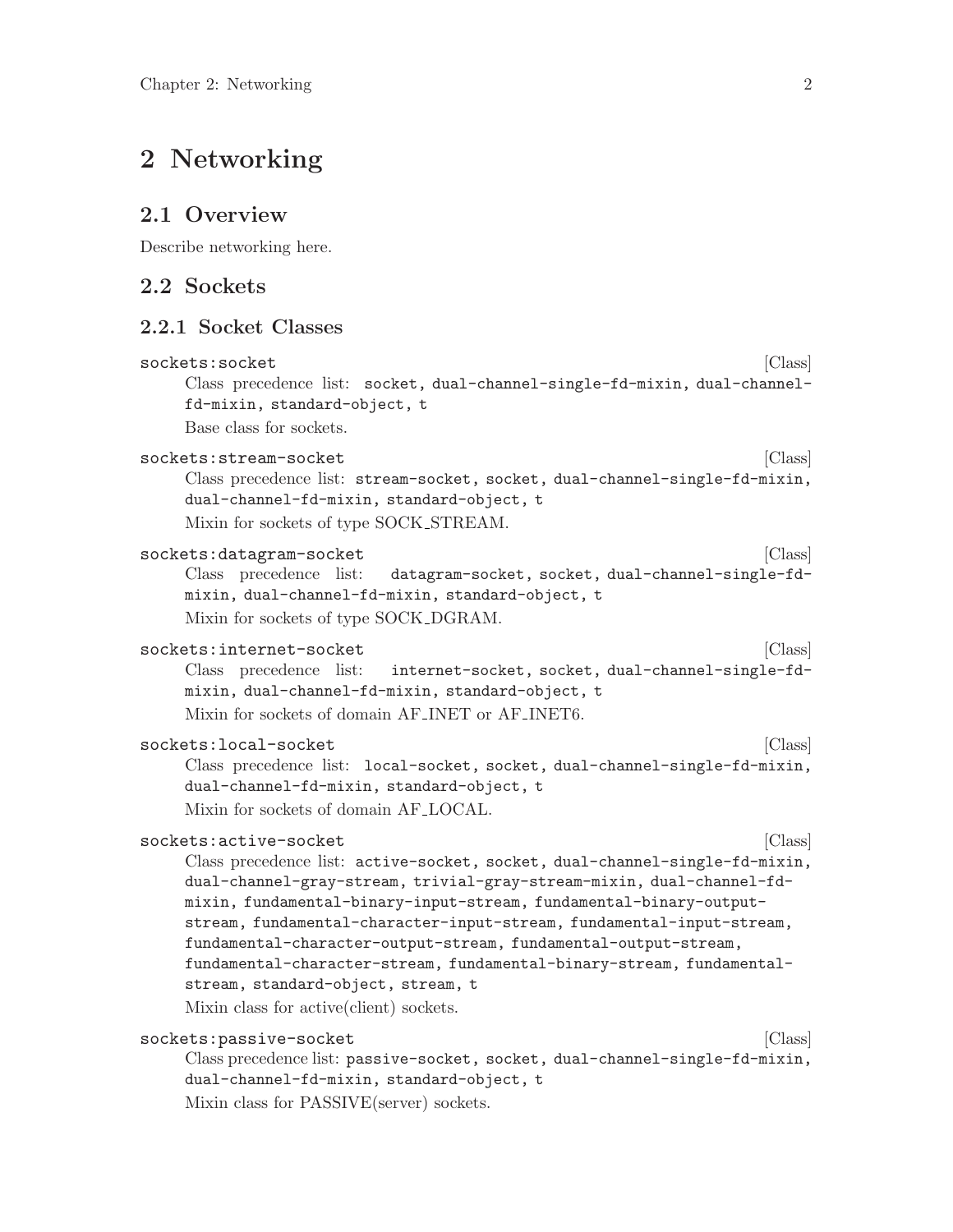# 2 Networking

## 2.1 Overview

Describe networking here.

## 2.2 Sockets

### 2.2.1 Socket Classes

`sockets:socket` [Class]

Class precedence list: `socket`, `dual-channel-single-fd-mixin`, `dual-channel-fd-mixin`, `standard-object`, `t`

Base class for sockets.

`sockets:stream-socket` [Class]

Class precedence list: `stream-socket`, `socket`, `dual-channel-single-fd-mixin`, `dual-channel-fd-mixin`, `standard-object`, `t`

Mixin for sockets of type SOCK_STREAM.

`sockets:datagram-socket` [Class]

Class precedence list: `datagram-socket`, `socket`, `dual-channel-single-fd-mixin`, `dual-channel-fd-mixin`, `standard-object`, `t`

Mixin for sockets of type SOCK_DGRAM.

`sockets:internet-socket` [Class]

Class precedence list: `internet-socket`, `socket`, `dual-channel-single-fd-mixin`, `dual-channel-fd-mixin`, `standard-object`, `t`

Mixin for sockets of domain AF_INET or AF_INET6.

`sockets:local-socket` [Class]

Class precedence list: `local-socket`, `socket`, `dual-channel-single-fd-mixin`, `dual-channel-fd-mixin`, `standard-object`, `t`

Mixin for sockets of domain AF_LOCAL.

`sockets:active-socket` [Class]

Class precedence list: `active-socket`, `socket`, `dual-channel-single-fd-mixin`, `dual-channel-gray-stream`, `trivial-gray-stream-mixin`, `dual-channel-fd-mixin`, `fundamental-binary-input-stream`, `fundamental-binary-output-stream`, `fundamental-character-input-stream`, `fundamental-input-stream`, `fundamental-character-output-stream`, `fundamental-output-stream`, `fundamental-character-stream`, `fundamental-binary-stream`, `fundamental-stream`, `standard-object`, `stream`, `t`

Mixin class for active(client) sockets.

`sockets:passive-socket` [Class]

Class precedence list: `passive-socket`, `socket`, `dual-channel-single-fd-mixin`, `dual-channel-fd-mixin`, `standard-object`, `t`

Mixin class for PASSIVE(server) sockets.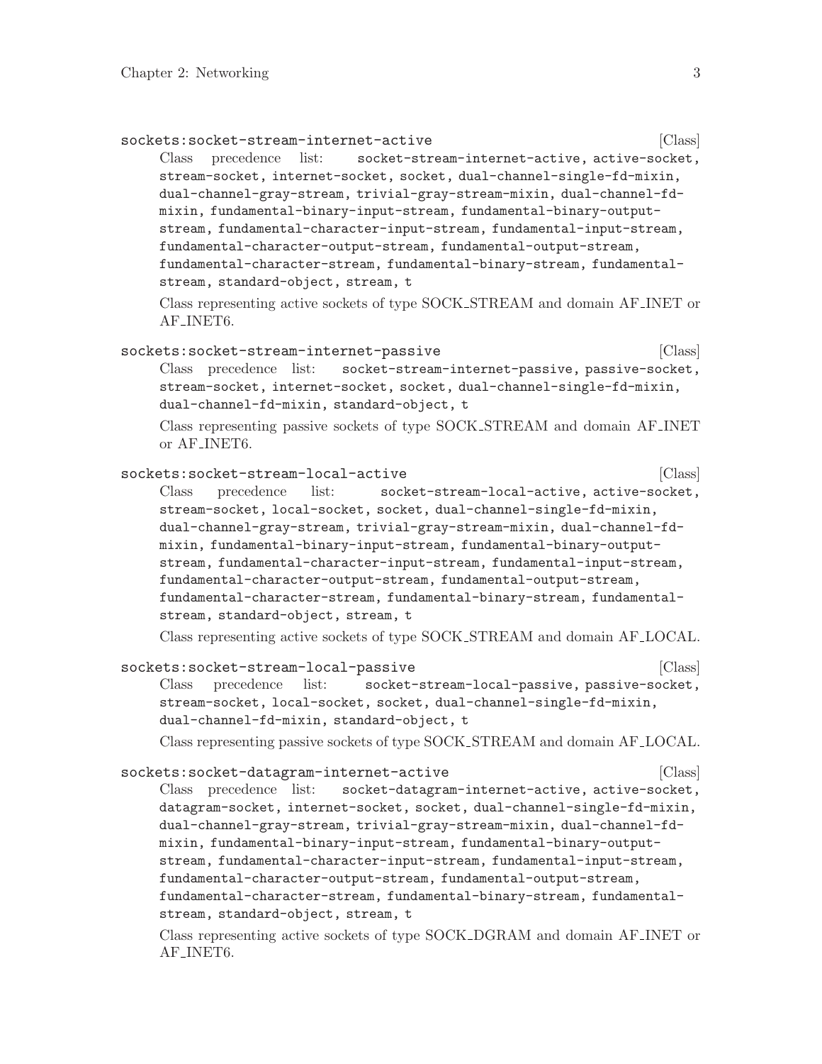`sockets:socket-stream-internet-active` [Class]

Class precedence list: `socket-stream-internet-active`, `active-socket`, `stream-socket`, `internet-socket`, `socket`, `dual-channel-single-fd-mixin`, `dual-channel-gray-stream`, `trivial-gray-stream-mixin`, `dual-channel-fd-mixin`, `fundamental-binary-input-stream`, `fundamental-binary-output-stream`, `fundamental-character-input-stream`, `fundamental-input-stream`, `fundamental-character-output-stream`, `fundamental-output-stream`, `fundamental-character-stream`, `fundamental-binary-stream`, `fundamental-stream`, `standard-object`, `stream`, `t`

Class representing active sockets of type SOCK_STREAM and domain AF_INET or AF_INET6.

`sockets:socket-stream-internet-passive` [Class]

Class precedence list: `socket-stream-internet-passive`, `passive-socket`, `stream-socket`, `internet-socket`, `socket`, `dual-channel-single-fd-mixin`, `dual-channel-fd-mixin`, `standard-object`, `t`

Class representing passive sockets of type SOCK_STREAM and domain AF_INET or AF_INET6.

`sockets:socket-stream-local-active` [Class]

Class precedence list: `socket-stream-local-active`, `active-socket`, `stream-socket`, `local-socket`, `socket`, `dual-channel-single-fd-mixin`, `dual-channel-gray-stream`, `trivial-gray-stream-mixin`, `dual-channel-fd-mixin`, `fundamental-binary-input-stream`, `fundamental-binary-output-stream`, `fundamental-character-input-stream`, `fundamental-input-stream`, `fundamental-character-output-stream`, `fundamental-output-stream`, `fundamental-character-stream`, `fundamental-binary-stream`, `fundamental-stream`, `standard-object`, `stream`, `t`

Class representing active sockets of type SOCK_STREAM and domain AF_LOCAL.

`sockets:socket-stream-local-passive` [Class]

Class precedence list: `socket-stream-local-passive`, `passive-socket`, `stream-socket`, `local-socket`, `socket`, `dual-channel-single-fd-mixin`, `dual-channel-fd-mixin`, `standard-object`, `t`

Class representing passive sockets of type SOCK_STREAM and domain AF_LOCAL.

`sockets:socket-datagram-internet-active` [Class]

Class precedence list: `socket-datagram-internet-active`, `active-socket`, `datagram-socket`, `internet-socket`, `socket`, `dual-channel-single-fd-mixin`, `dual-channel-gray-stream`, `trivial-gray-stream-mixin`, `dual-channel-fd-mixin`, `fundamental-binary-input-stream`, `fundamental-binary-output-stream`, `fundamental-character-input-stream`, `fundamental-input-stream`, `fundamental-character-output-stream`, `fundamental-output-stream`, `fundamental-character-stream`, `fundamental-binary-stream`, `fundamental-stream`, `standard-object`, `stream`, `t`

Class representing active sockets of type SOCK_DGRAM and domain AF_INET or AF_INET6.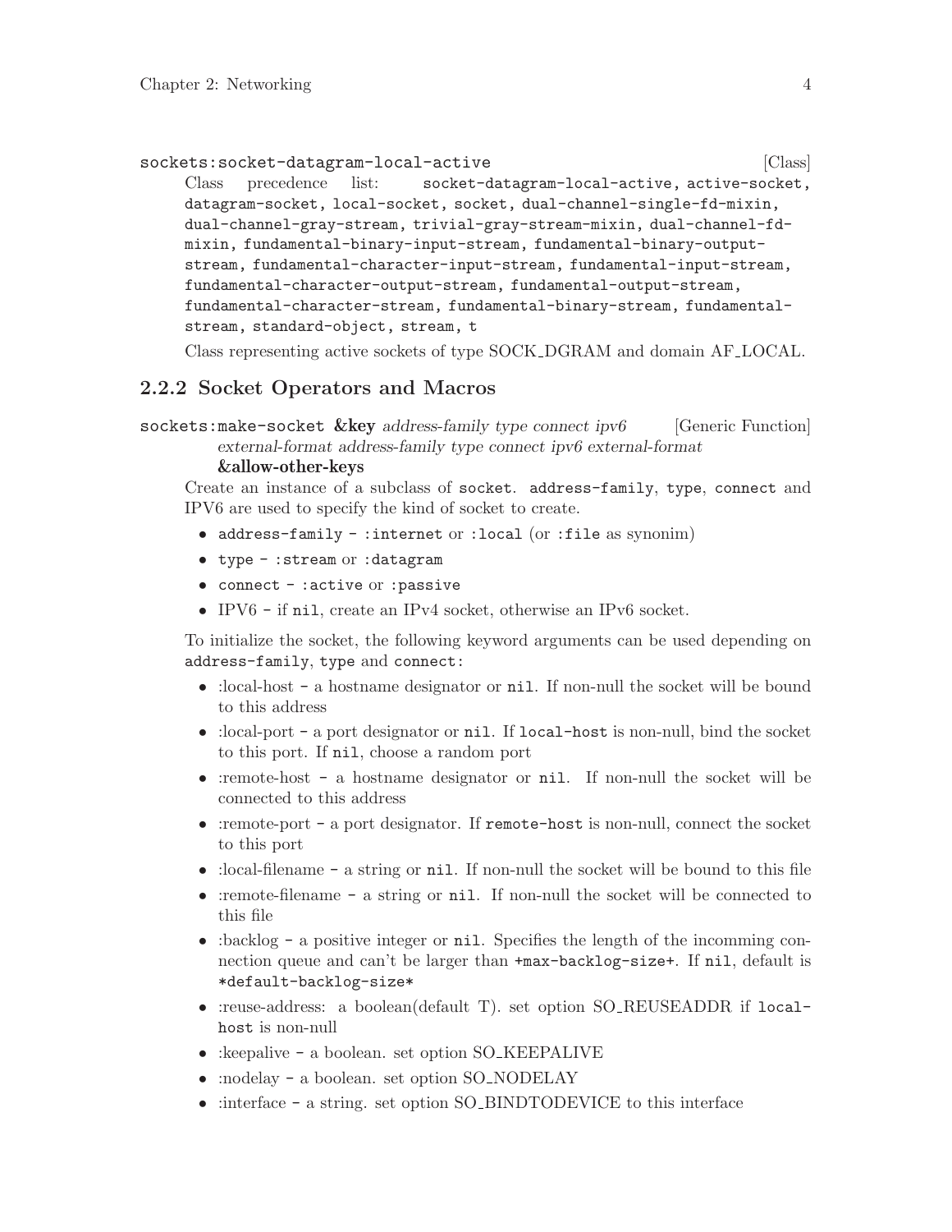`sockets:socket-datagram-local-active` [Class]

Class precedence list: `socket-datagram-local-active`, `active-socket`, `datagram-socket`, `local-socket`, `socket`, `dual-channel-single-fd-mixin`, `dual-channel-gray-stream`, `trivial-gray-stream-mixin`, `dual-channel-fd-mixin`, `fundamental-binary-input-stream`, `fundamental-binary-output-stream`, `fundamental-character-input-stream`, `fundamental-input-stream`, `fundamental-character-output-stream`, `fundamental-output-stream`, `fundamental-character-stream`, `fundamental-binary-stream`, `fundamental-stream`, `standard-object`, `stream`, `t`

Class representing active sockets of type SOCK_DGRAM and domain AF_LOCAL.

### 2.2.2 Socket Operators and Macros

`sockets:make-socket` **&key** *address-family type connect ipv6 external-format address-family type connect ipv6 external-format* **&allow-other-keys** [Generic Function]

Create an instance of a subclass of `socket`. `address-family`, `type`, `connect` and IPV6 are used to specify the kind of socket to create.

- `address-family` - `:internet` or `:local` (or `:file` as synonim)
- `type` - `:stream` or `:datagram`
- `connect` - `:active` or `:passive`
- IPV6 - if `nil`, create an IPv4 socket, otherwise an IPv6 socket.

To initialize the socket, the following keyword arguments can be used depending on `address-family`, `type` and `connect`:

- :local-host - a hostname designator or `nil`. If non-null the socket will be bound to this address
- :local-port - a port designator or `nil`. If `local-host` is non-null, bind the socket to this port. If `nil`, choose a random port
- :remote-host - a hostname designator or `nil`. If non-null the socket will be connected to this address
- :remote-port - a port designator. If `remote-host` is non-null, connect the socket to this port
- :local-filename - a string or `nil`. If non-null the socket will be bound to this file
- :remote-filename - a string or `nil`. If non-null the socket will be connected to this file
- :backlog - a positive integer or `nil`. Specifies the length of the incomming connection queue and can't be larger than `+max-backlog-size+`. If `nil`, default is `*default-backlog-size*`
- :reuse-address: a boolean(default T). set option SO_REUSEADDR if `local-host` is non-null
- :keepalive - a boolean. set option SO_KEEPALIVE
- :nodelay - a boolean. set option SO_NODELAY
- :interface - a string. set option SO_BINDTODEVICE to this interface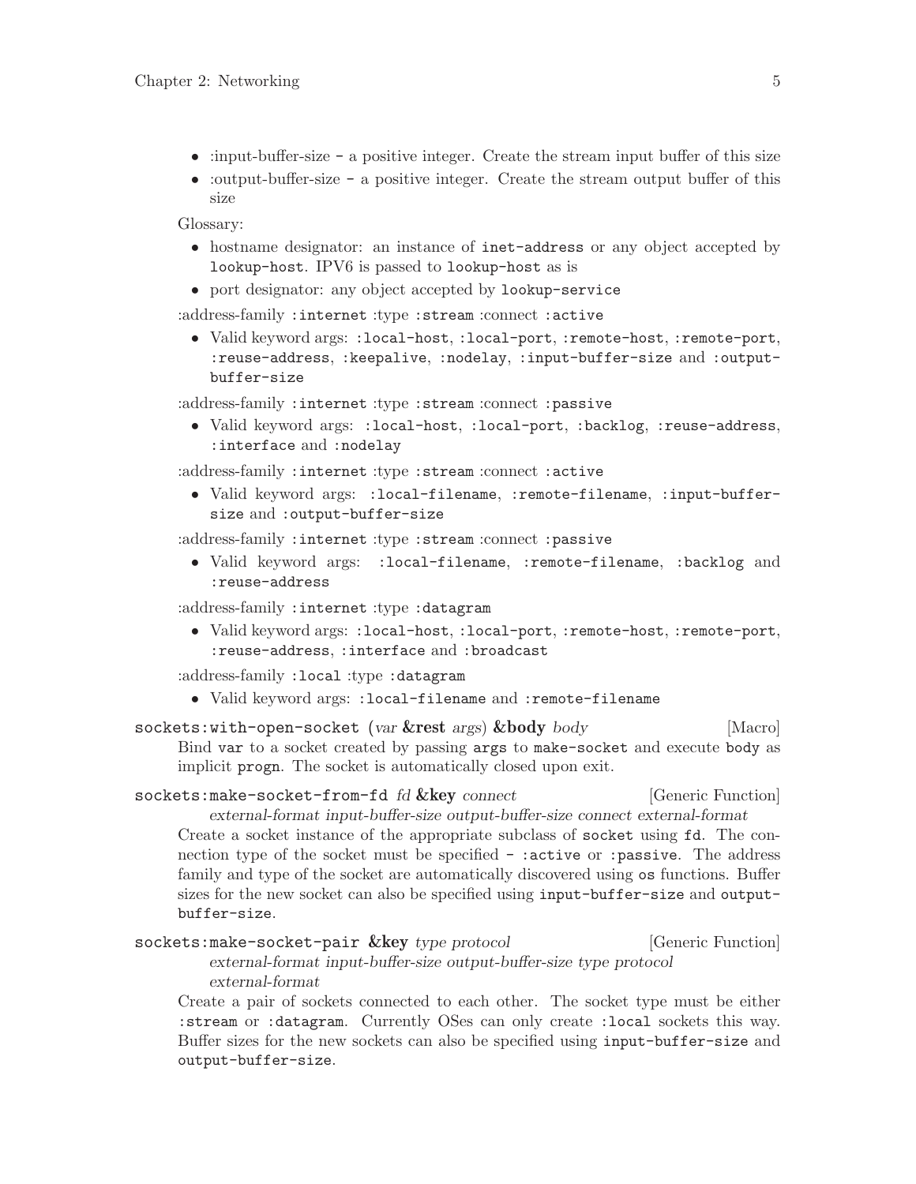- :input-buffer-size - a positive integer. Create the stream input buffer of this size
- :output-buffer-size - a positive integer. Create the stream output buffer of this size

Glossary:

- hostname designator: an instance of `inet-address` or any object accepted by `lookup-host`. IPV6 is passed to `lookup-host` as is
- port designator: any object accepted by `lookup-service`

:address-family `:internet` :type `:stream` :connect `:active`

- Valid keyword args: `:local-host`, `:local-port`, `:remote-host`, `:remote-port`, `:reuse-address`, `:keepalive`, `:nodelay`, `:input-buffer-size` and `:output-buffer-size`

:address-family `:internet` :type `:stream` :connect `:passive`

- Valid keyword args: `:local-host`, `:local-port`, `:backlog`, `:reuse-address`, `:interface` and `:nodelay`

:address-family `:internet` :type `:stream` :connect `:active`

- Valid keyword args: `:local-filename`, `:remote-filename`, `:input-buffer-size` and `:output-buffer-size`

:address-family `:internet` :type `:stream` :connect `:passive`

- Valid keyword args: `:local-filename`, `:remote-filename`, `:backlog` and `:reuse-address`

:address-family `:internet` :type `:datagram`

- Valid keyword args: `:local-host`, `:local-port`, `:remote-host`, `:remote-port`, `:reuse-address`, `:interface` and `:broadcast`

:address-family `:local` :type `:datagram`

- Valid keyword args: `:local-filename` and `:remote-filename`

`sockets:with-open-socket` (*var* **&rest** *args*) **&body** *body* [Macro]

Bind `var` to a socket created by passing `args` to `make-socket` and execute `body` as implicit `progn`. The socket is automatically closed upon exit.

`sockets:make-socket-from-fd` *fd* **&key** *connect external-format input-buffer-size output-buffer-size connect external-format* [Generic Function]

Create a socket instance of the appropriate subclass of `socket` using `fd`. The connection type of the socket must be specified - `:active` or `:passive`. The address family and type of the socket are automatically discovered using `os` functions. Buffer sizes for the new socket can also be specified using `input-buffer-size` and `output-buffer-size`.

`sockets:make-socket-pair` **&key** *type protocol external-format input-buffer-size output-buffer-size type protocol external-format* [Generic Function]

Create a pair of sockets connected to each other. The socket type must be either `:stream` or `:datagram`. Currently OSes can only create `:local` sockets this way. Buffer sizes for the new sockets can also be specified using `input-buffer-size` and `output-buffer-size`.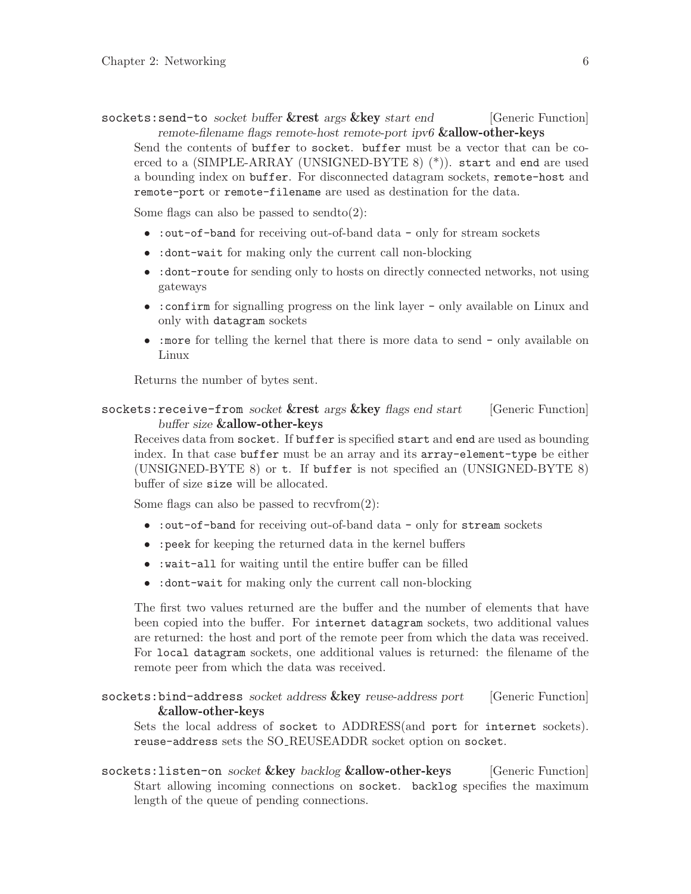`sockets:send-to` *socket buffer* **&rest** *args* **&key** *start end remote-filename flags remote-host remote-port ipv6* **&allow-other-keys** [Generic Function]

Send the contents of `buffer` to `socket`. `buffer` must be a vector that can be coerced to a (SIMPLE-ARRAY (UNSIGNED-BYTE 8) (*)). `start` and `end` are used a bounding index on `buffer`. For disconnected datagram sockets, `remote-host` and `remote-port` or `remote-filename` are used as destination for the data.

Some flags can also be passed to sendto(2):

- `:out-of-band` for receiving out-of-band data - only for stream sockets
- `:dont-wait` for making only the current call non-blocking
- `:dont-route` for sending only to hosts on directly connected networks, not using gateways
- `:confirm` for signalling progress on the link layer - only available on Linux and only with `datagram` sockets
- `:more` for telling the kernel that there is more data to send - only available on Linux

Returns the number of bytes sent.

`sockets:receive-from` *socket* **&rest** *args* **&key** *flags end start buffer size* **&allow-other-keys** [Generic Function]

Receives data from `socket`. If `buffer` is specified `start` and `end` are used as bounding index. In that case `buffer` must be an array and its `array-element-type` be either (UNSIGNED-BYTE 8) or `t`. If `buffer` is not specified an (UNSIGNED-BYTE 8) buffer of size `size` will be allocated.

Some flags can also be passed to recvfrom(2):

- `:out-of-band` for receiving out-of-band data - only for `stream` sockets
- `:peek` for keeping the returned data in the kernel buffers
- `:wait-all` for waiting until the entire buffer can be filled
- `:dont-wait` for making only the current call non-blocking

The first two values returned are the buffer and the number of elements that have been copied into the buffer. For `internet datagram` sockets, two additional values are returned: the host and port of the remote peer from which the data was received. For `local datagram` sockets, one additional values is returned: the filename of the remote peer from which the data was received.

`sockets:bind-address` *socket address* **&key** *reuse-address port* **&allow-other-keys** [Generic Function]

Sets the local address of `socket` to ADDRESS(and `port` for `internet` sockets). `reuse-address` sets the SO_REUSEADDR socket option on `socket`.

`sockets:listen-on` *socket* **&key** *backlog* **&allow-other-keys** [Generic Function]

Start allowing incoming connections on `socket`. `backlog` specifies the maximum length of the queue of pending connections.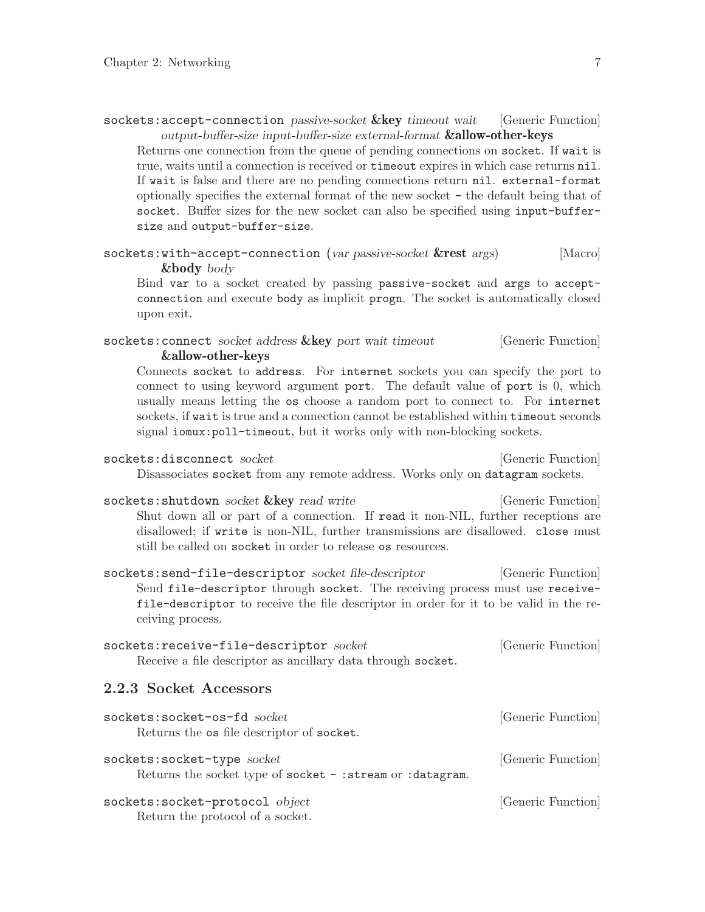`sockets:accept-connection` *passive-socket* **&key** *timeout wait output-buffer-size input-buffer-size external-format* **&allow-other-keys** [Generic Function]

Returns one connection from the queue of pending connections on `socket`. If `wait` is true, waits until a connection is received or `timeout` expires in which case returns `nil`. If `wait` is false and there are no pending connections return `nil`. `external-format` optionally specifies the external format of the new socket - the default being that of `socket`. Buffer sizes for the new socket can also be specified using `input-buffer-size` and `output-buffer-size`.

`sockets:with-accept-connection` (*var passive-socket* **&rest** *args*) **&body** *body* [Macro]

Bind `var` to a socket created by passing `passive-socket` and `args` to `accept-connection` and execute `body` as implicit `progn`. The socket is automatically closed upon exit.

`sockets:connect` *socket address* **&key** *port wait timeout* **&allow-other-keys** [Generic Function]

Connects `socket` to `address`. For `internet` sockets you can specify the port to connect to using keyword argument `port`. The default value of `port` is 0, which usually means letting the `os` choose a random port to connect to. For `internet` sockets, if `wait` is true and a connection cannot be established within `timeout` seconds signal `iomux:poll-timeout`, but it works only with non-blocking sockets.

`sockets:disconnect` *socket* [Generic Function]

Disassociates `socket` from any remote address. Works only on `datagram` sockets.

`sockets:shutdown` *socket* **&key** *read write* [Generic Function]

Shut down all or part of a connection. If `read` it non-NIL, further receptions are disallowed; if `write` is non-NIL, further transmissions are disallowed. `close` must still be called on `socket` in order to release `os` resources.

`sockets:send-file-descriptor` *socket file-descriptor* [Generic Function]

Send `file-descriptor` through `socket`. The receiving process must use `receive-file-descriptor` to receive the file descriptor in order for it to be valid in the receiving process.

`sockets:receive-file-descriptor` *socket* [Generic Function]

Receive a file descriptor as ancillary data through `socket`.

### 2.2.3 Socket Accessors

`sockets:socket-os-fd` *socket* [Generic Function]

Returns the `os` file descriptor of `socket`.

`sockets:socket-type` *socket* [Generic Function]

Returns the socket type of `socket` - `:stream` or `:datagram`.

`sockets:socket-protocol` *object* [Generic Function]

Return the protocol of a socket.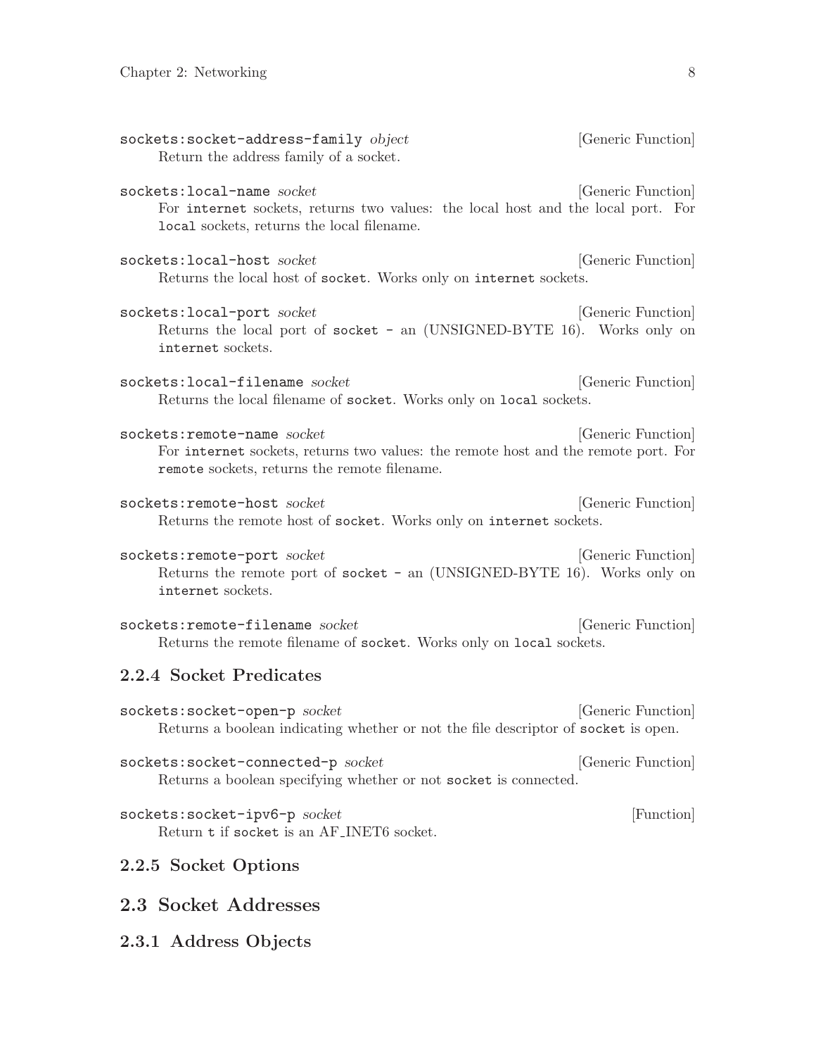`sockets:socket-address-family` *object* [Generic Function]

Return the address family of a socket.

`sockets:local-name` *socket* [Generic Function]

For `internet` sockets, returns two values: the local host and the local port. For `local` sockets, returns the local filename.

`sockets:local-host` *socket* [Generic Function]

Returns the local host of `socket`. Works only on `internet` sockets.

`sockets:local-port` *socket* [Generic Function]

Returns the local port of `socket` - an (UNSIGNED-BYTE 16). Works only on `internet` sockets.

`sockets:local-filename` *socket* [Generic Function]

Returns the local filename of `socket`. Works only on `local` sockets.

`sockets:remote-name` *socket* [Generic Function]

For `internet` sockets, returns two values: the remote host and the remote port. For `remote` sockets, returns the remote filename.

`sockets:remote-host` *socket* [Generic Function]

Returns the remote host of `socket`. Works only on `internet` sockets.

`sockets:remote-port` *socket* [Generic Function]

Returns the remote port of `socket` - an (UNSIGNED-BYTE 16). Works only on `internet` sockets.

`sockets:remote-filename` *socket* [Generic Function]

Returns the remote filename of `socket`. Works only on `local` sockets.

### 2.2.4 Socket Predicates

`sockets:socket-open-p` *socket* [Generic Function]

Returns a boolean indicating whether or not the file descriptor of `socket` is open.

`sockets:socket-connected-p` *socket* [Generic Function]

Returns a boolean specifying whether or not `socket` is connected.

`sockets:socket-ipv6-p` *socket* [Function]

Return `t` if `socket` is an AF_INET6 socket.

### 2.2.5 Socket Options

## 2.3 Socket Addresses

### 2.3.1 Address Objects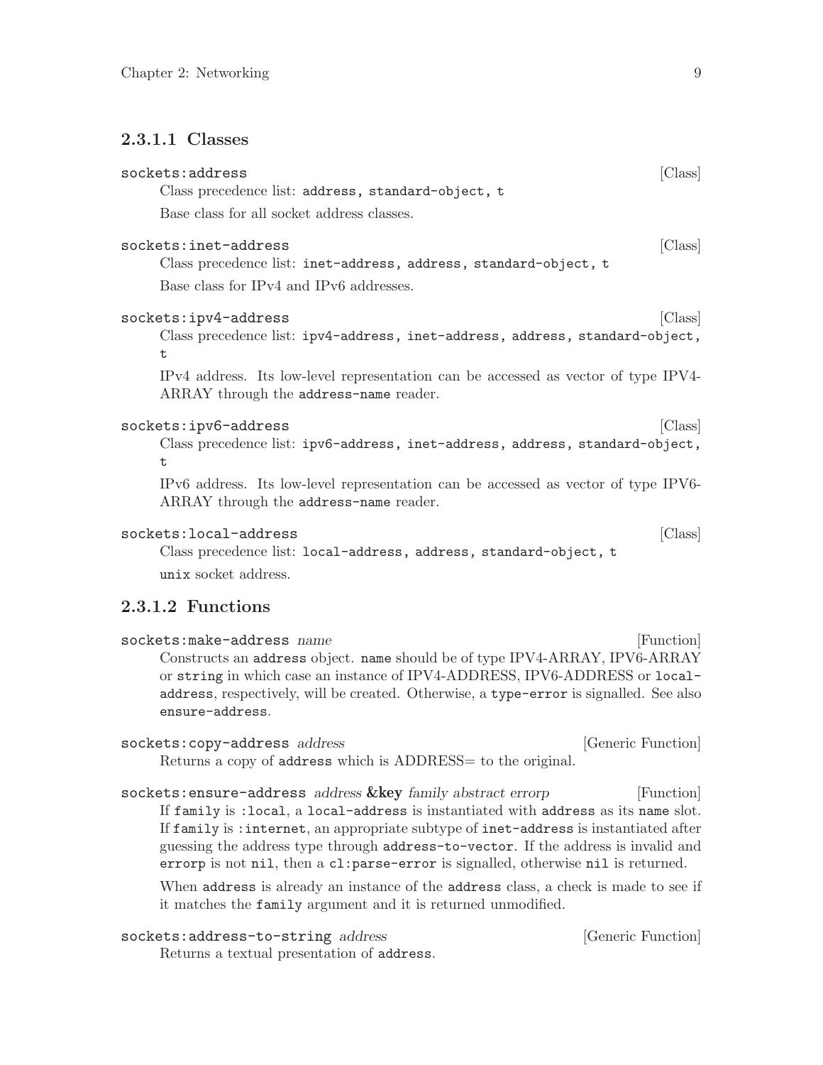#### 2.3.1.1 Classes

`sockets:address` [Class]

Class precedence list: `address, standard-object, t`

Base class for all socket address classes.

`sockets:inet-address` [Class]

Class precedence list: `inet-address, address, standard-object, t`

Base class for IPv4 and IPv6 addresses.

`sockets:ipv4-address` [Class]

Class precedence list: `ipv4-address, inet-address, address, standard-object, t`

IPv4 address. Its low-level representation can be accessed as vector of type IPV4-ARRAY through the `address-name` reader.

`sockets:ipv6-address` [Class]

Class precedence list: `ipv6-address, inet-address, address, standard-object, t`

IPv6 address. Its low-level representation can be accessed as vector of type IPV6-ARRAY through the `address-name` reader.

`sockets:local-address` [Class]

Class precedence list: `local-address, address, standard-object, t`

`unix` socket address.

#### 2.3.1.2 Functions

`sockets:make-address` *name* [Function]

Constructs an `address` object. `name` should be of type IPV4-ARRAY, IPV6-ARRAY or `string` in which case an instance of IPV4-ADDRESS, IPV6-ADDRESS or `local-address`, respectively, will be created. Otherwise, a `type-error` is signalled. See also `ensure-address`.

`sockets:copy-address` *address* [Generic Function]

Returns a copy of `address` which is ADDRESS= to the original.

`sockets:ensure-address` *address* **&key** *family abstract errorp* [Function]

If `family` is `:local`, a `local-address` is instantiated with `address` as its `name` slot. If `family` is `:internet`, an appropriate subtype of `inet-address` is instantiated after guessing the address type through `address-to-vector`. If the address is invalid and `errorp` is not `nil`, then a `cl:parse-error` is signalled, otherwise `nil` is returned.

When `address` is already an instance of the `address` class, a check is made to see if it matches the `family` argument and it is returned unmodified.

`sockets:address-to-string` *address* [Generic Function]

Returns a textual presentation of `address`.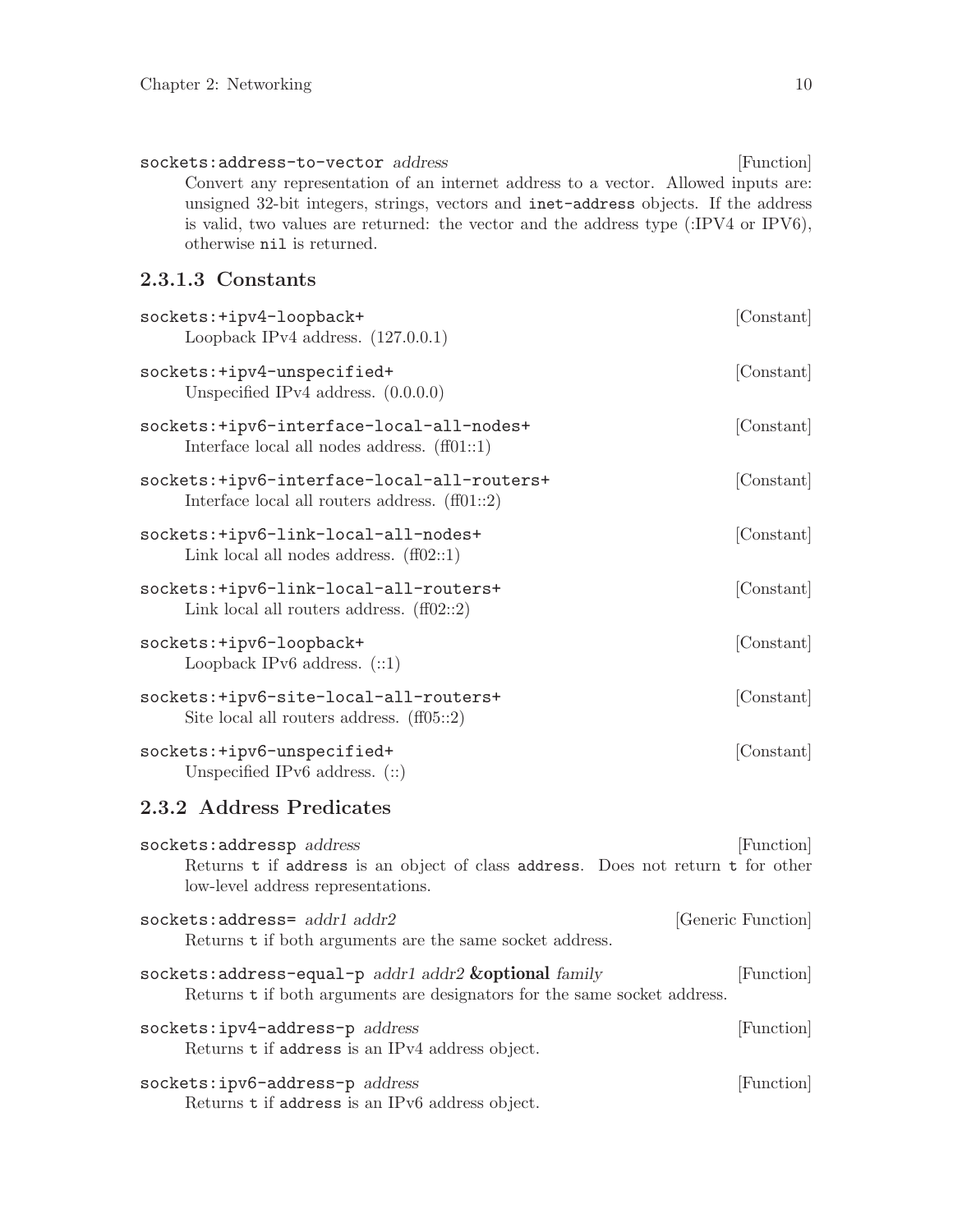`sockets:address-to-vector` *address* [Function]

Convert any representation of an internet address to a vector. Allowed inputs are: unsigned 32-bit integers, strings, vectors and `inet-address` objects. If the address is valid, two values are returned: the vector and the address type (:IPV4 or IPV6), otherwise `nil` is returned.

#### 2.3.1.3 Constants

`sockets:+ipv4-loopback+` [Constant]

Loopback IPv4 address. (127.0.0.1)

`sockets:+ipv4-unspecified+` [Constant]

Unspecified IPv4 address. (0.0.0.0)

`sockets:+ipv6-interface-local-all-nodes+` [Constant]

Interface local all nodes address. (ff01::1)

`sockets:+ipv6-interface-local-all-routers+` [Constant]

Interface local all routers address. (ff01::2)

`sockets:+ipv6-link-local-all-nodes+` [Constant]

Link local all nodes address. (ff02::1)

`sockets:+ipv6-link-local-all-routers+` [Constant]

Link local all routers address. (ff02::2)

`sockets:+ipv6-loopback+` [Constant]

Loopback IPv6 address. (::1)

`sockets:+ipv6-site-local-all-routers+` [Constant]

Site local all routers address. (ff05::2)

`sockets:+ipv6-unspecified+` [Constant]

Unspecified IPv6 address. (::)

### 2.3.2 Address Predicates

`sockets:addressp` *address* [Function]

Returns `t` if `address` is an object of class `address`. Does not return `t` for other low-level address representations.

`sockets:address=` *addr1 addr2* [Generic Function]

Returns `t` if both arguments are the same socket address.

`sockets:address-equal-p` *addr1 addr2* **&optional** *family* [Function]

Returns `t` if both arguments are designators for the same socket address.

`sockets:ipv4-address-p` *address* [Function]

Returns `t` if `address` is an IPv4 address object.

`sockets:ipv6-address-p` *address* [Function]

Returns `t` if `address` is an IPv6 address object.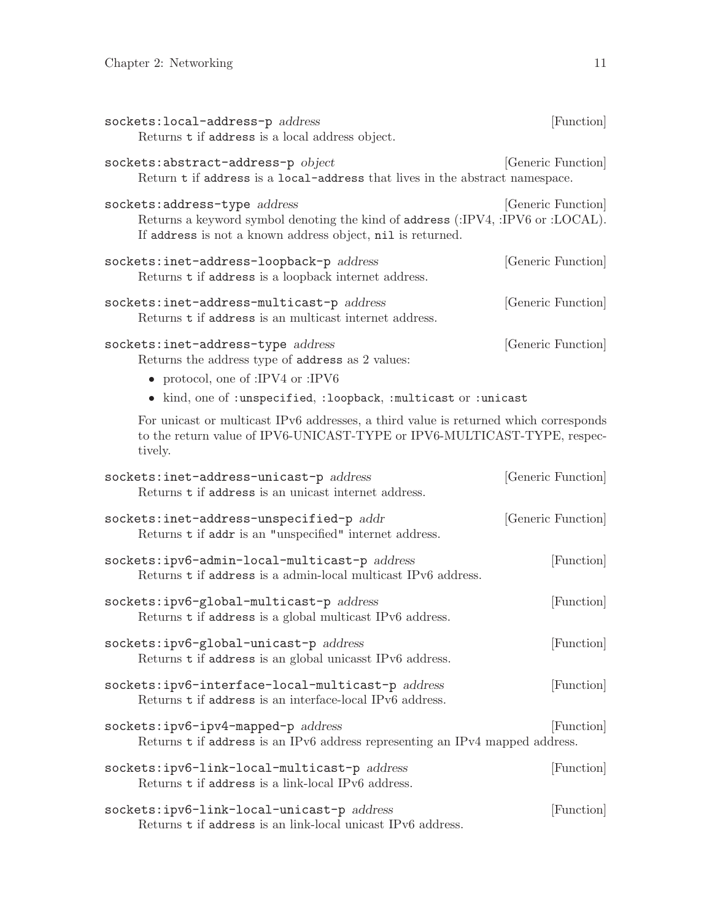`sockets:local-address-p` *address* [Function]

Returns `t` if `address` is a local address object.

`sockets:abstract-address-p` *object* [Generic Function]

Return `t` if `address` is a `local-address` that lives in the abstract namespace.

`sockets:address-type` *address* [Generic Function]

Returns a keyword symbol denoting the kind of `address` (:IPV4, :IPV6 or :LOCAL). If `address` is not a known address object, `nil` is returned.

`sockets:inet-address-loopback-p` *address* [Generic Function]

Returns `t` if `address` is a loopback internet address.

`sockets:inet-address-multicast-p` *address* [Generic Function]

Returns `t` if `address` is an multicast internet address.

`sockets:inet-address-type` *address* [Generic Function]

Returns the address type of `address` as 2 values:

- protocol, one of :IPV4 or :IPV6
- kind, one of `:unspecified`, `:loopback`, `:multicast` or `:unicast`

For unicast or multicast IPv6 addresses, a third value is returned which corresponds to the return value of IPV6-UNICAST-TYPE or IPV6-MULTICAST-TYPE, respectively.

`sockets:inet-address-unicast-p` *address* [Generic Function]

Returns `t` if `address` is an unicast internet address.

`sockets:inet-address-unspecified-p` *addr* [Generic Function]

Returns `t` if `addr` is an "unspecified" internet address.

`sockets:ipv6-admin-local-multicast-p` *address* [Function]

Returns `t` if `address` is a admin-local multicast IPv6 address.

`sockets:ipv6-global-multicast-p` *address* [Function]

Returns `t` if `address` is a global multicast IPv6 address.

`sockets:ipv6-global-unicast-p` *address* [Function]

Returns `t` if `address` is an global unicasst IPv6 address.

`sockets:ipv6-interface-local-multicast-p` *address* [Function]

Returns `t` if `address` is an interface-local IPv6 address.

`sockets:ipv6-ipv4-mapped-p` *address* [Function]

Returns `t` if `address` is an IPv6 address representing an IPv4 mapped address.

`sockets:ipv6-link-local-multicast-p` *address* [Function]

Returns `t` if `address` is a link-local IPv6 address.

`sockets:ipv6-link-local-unicast-p` *address* [Function]

Returns `t` if `address` is an link-local unicast IPv6 address.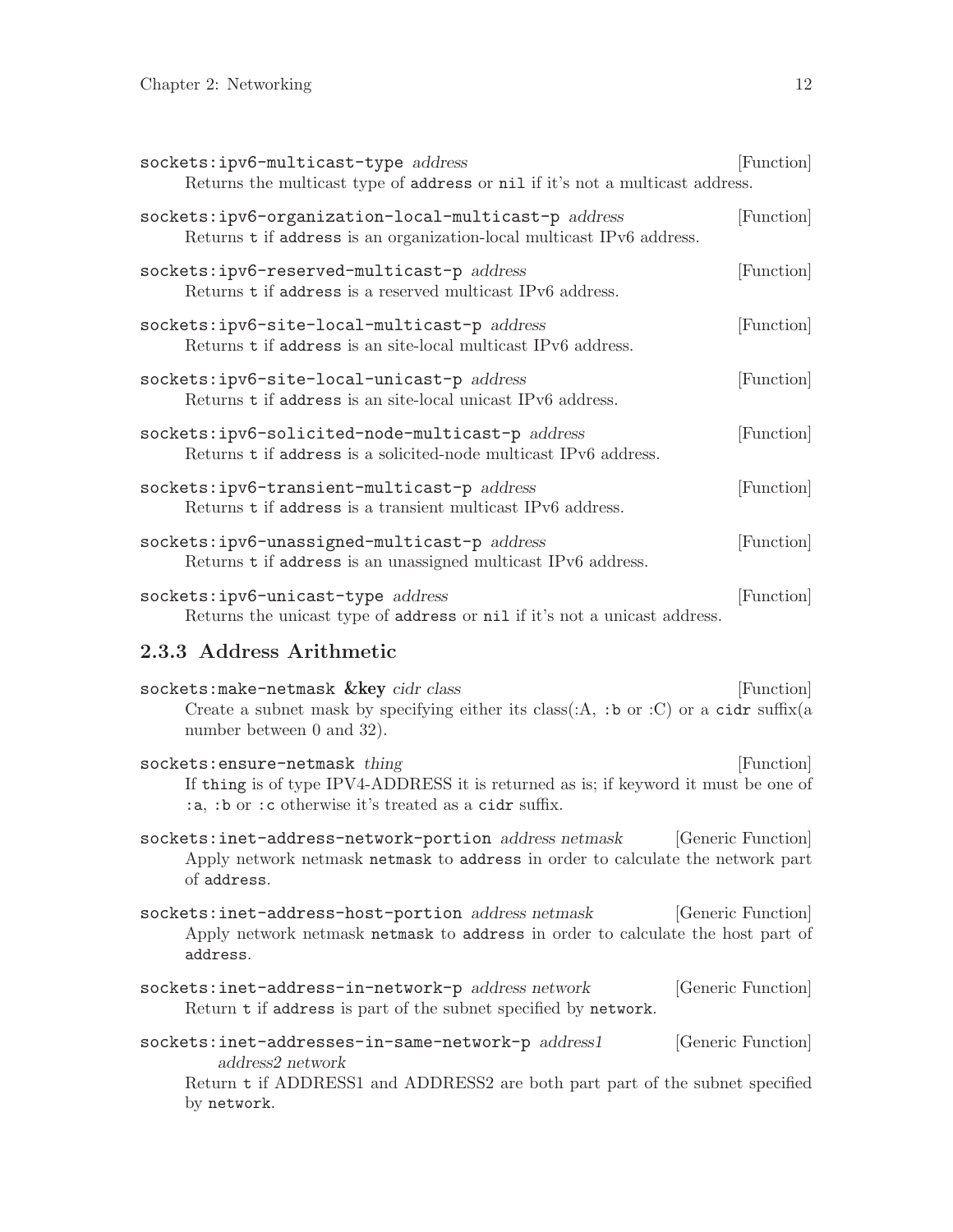`sockets:ipv6-multicast-type` *address* [Function]
: Returns the multicast type of `address` or `nil` if it's not a multicast address.

`sockets:ipv6-organization-local-multicast-p` *address* [Function]
: Returns `t` if `address` is an organization-local multicast IPv6 address.

`sockets:ipv6-reserved-multicast-p` *address* [Function]
: Returns `t` if `address` is a reserved multicast IPv6 address.

`sockets:ipv6-site-local-multicast-p` *address* [Function]
: Returns `t` if `address` is an site-local multicast IPv6 address.

`sockets:ipv6-site-local-unicast-p` *address* [Function]
: Returns `t` if `address` is an site-local unicast IPv6 address.

`sockets:ipv6-solicited-node-multicast-p` *address* [Function]
: Returns `t` if `address` is a solicited-node multicast IPv6 address.

`sockets:ipv6-transient-multicast-p` *address* [Function]
: Returns `t` if `address` is a transient multicast IPv6 address.

`sockets:ipv6-unassigned-multicast-p` *address* [Function]
: Returns `t` if `address` is an unassigned multicast IPv6 address.

`sockets:ipv6-unicast-type` *address* [Function]
: Returns the unicast type of `address` or `nil` if it's not a unicast address.

### 2.3.3 Address Arithmetic

`sockets:make-netmask` **&key** *cidr class* [Function]
: Create a subnet mask by specifying either its class(:A, `:b` or :C) or a `cidr` suffix(a number between 0 and 32).

`sockets:ensure-netmask` *thing* [Function]
: If `thing` is of type IPV4-ADDRESS it is returned as is; if keyword it must be one of `:a`, `:b` or `:c` otherwise it's treated as a `cidr` suffix.

`sockets:inet-address-network-portion` *address netmask* [Generic Function]
: Apply network netmask `netmask` to `address` in order to calculate the network part of `address`.

`sockets:inet-address-host-portion` *address netmask* [Generic Function]
: Apply network netmask `netmask` to `address` in order to calculate the host part of `address`.

`sockets:inet-address-in-network-p` *address network* [Generic Function]
: Return `t` if `address` is part of the subnet specified by `network`.

`sockets:inet-addresses-in-same-network-p` *address1 address2 network* [Generic Function]
: Return `t` if ADDRESS1 and ADDRESS2 are both part part of the subnet specified by `network`.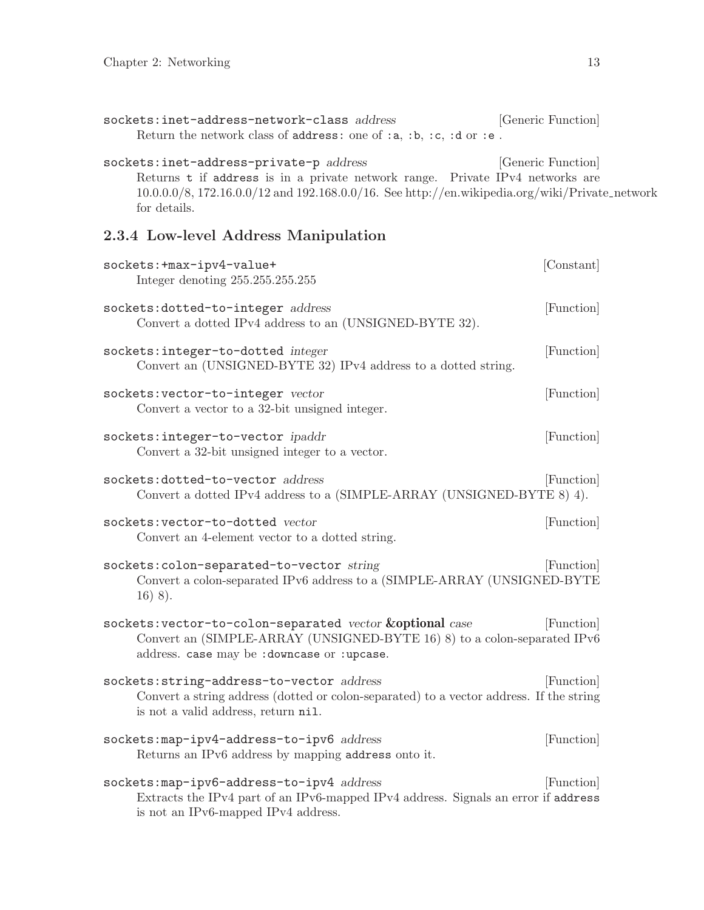`sockets:inet-address-network-class` *address* [Generic Function]

Return the network class of `address`: one of `:a`, `:b`, `:c`, `:d` or `:e` .

`sockets:inet-address-private-p` *address* [Generic Function]

Returns `t` if `address` is in a private network range. Private IPv4 networks are 10.0.0.0/8, 172.16.0.0/12 and 192.168.0.0/16. See http://en.wikipedia.org/wiki/Private_network for details.

### 2.3.4 Low-level Address Manipulation

`sockets:+max-ipv4-value+` [Constant]

Integer denoting 255.255.255.255

`sockets:dotted-to-integer` *address* [Function]

Convert a dotted IPv4 address to an (UNSIGNED-BYTE 32).

`sockets:integer-to-dotted` *integer* [Function]

Convert an (UNSIGNED-BYTE 32) IPv4 address to a dotted string.

`sockets:vector-to-integer` *vector* [Function]

Convert a vector to a 32-bit unsigned integer.

`sockets:integer-to-vector` *ipaddr* [Function]

Convert a 32-bit unsigned integer to a vector.

`sockets:dotted-to-vector` *address* [Function]

Convert a dotted IPv4 address to a (SIMPLE-ARRAY (UNSIGNED-BYTE 8) 4).

`sockets:vector-to-dotted` *vector* [Function]

Convert an 4-element vector to a dotted string.

`sockets:colon-separated-to-vector` *string* [Function]

Convert a colon-separated IPv6 address to a (SIMPLE-ARRAY (UNSIGNED-BYTE 16) 8).

`sockets:vector-to-colon-separated` *vector* **&optional** *case* [Function]

Convert an (SIMPLE-ARRAY (UNSIGNED-BYTE 16) 8) to a colon-separated IPv6 address. `case` may be `:downcase` or `:upcase`.

`sockets:string-address-to-vector` *address* [Function]

Convert a string address (dotted or colon-separated) to a vector address. If the string is not a valid address, return `nil`.

`sockets:map-ipv4-address-to-ipv6` *address* [Function]

Returns an IPv6 address by mapping `address` onto it.

`sockets:map-ipv6-address-to-ipv4` *address* [Function]

Extracts the IPv4 part of an IPv6-mapped IPv4 address. Signals an error if `address` is not an IPv6-mapped IPv4 address.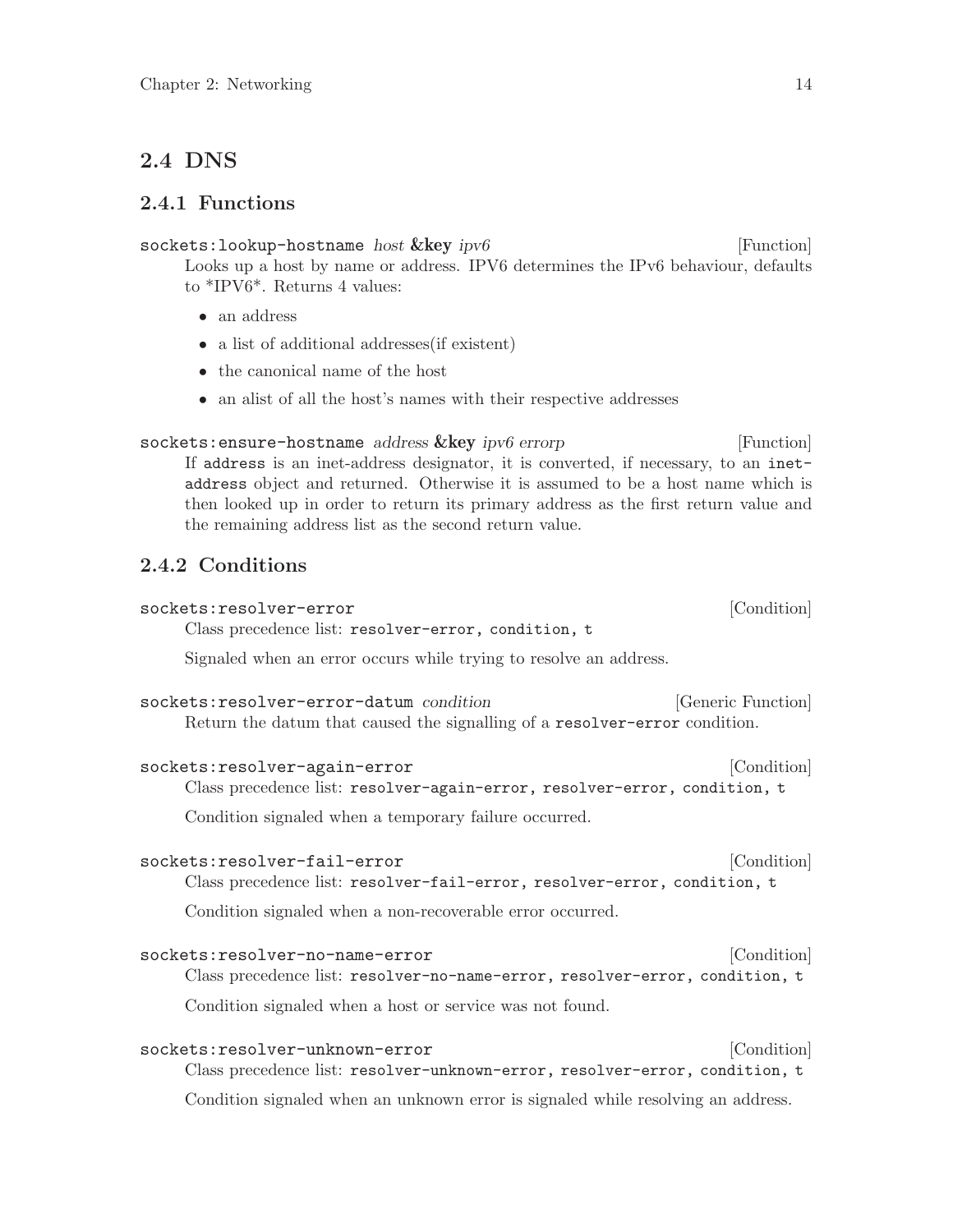## 2.4 DNS

### 2.4.1 Functions

`sockets:lookup-hostname` *host* **&key** *ipv6* [Function]

Looks up a host by name or address. IPV6 determines the IPv6 behaviour, defaults to *IPV6*. Returns 4 values:

- an address
- a list of additional addresses(if existent)
- the canonical name of the host
- an alist of all the host's names with their respective addresses

`sockets:ensure-hostname` *address* **&key** *ipv6 errorp* [Function]

If `address` is an inet-address designator, it is converted, if necessary, to an `inet-address` object and returned. Otherwise it is assumed to be a host name which is then looked up in order to return its primary address as the first return value and the remaining address list as the second return value.

### 2.4.2 Conditions

`sockets:resolver-error` [Condition]

Class precedence list: `resolver-error, condition, t`

Signaled when an error occurs while trying to resolve an address.

`sockets:resolver-error-datum` *condition* [Generic Function]

Return the datum that caused the signalling of a `resolver-error` condition.

`sockets:resolver-again-error` [Condition]

Class precedence list: `resolver-again-error, resolver-error, condition, t`

Condition signaled when a temporary failure occurred.

`sockets:resolver-fail-error` [Condition]

Class precedence list: `resolver-fail-error, resolver-error, condition, t`

Condition signaled when a non-recoverable error occurred.

`sockets:resolver-no-name-error` [Condition]

Class precedence list: `resolver-no-name-error, resolver-error, condition, t`

Condition signaled when a host or service was not found.

`sockets:resolver-unknown-error` [Condition]

Class precedence list: `resolver-unknown-error, resolver-error, condition, t`

Condition signaled when an unknown error is signaled while resolving an address.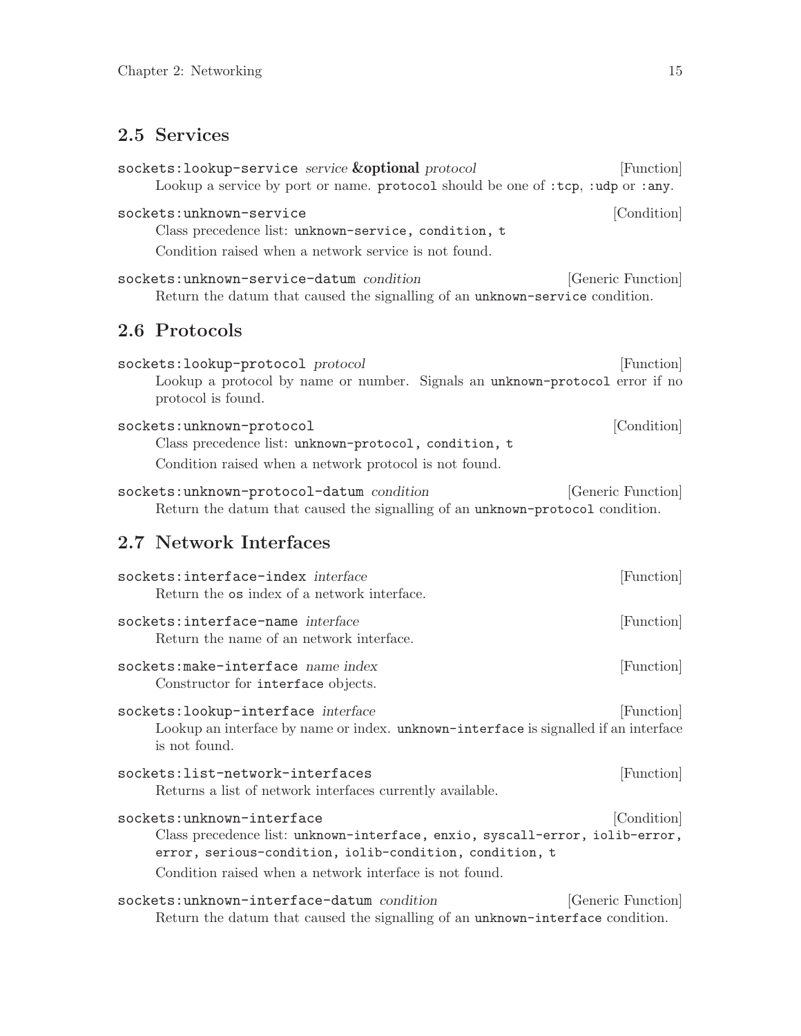## 2.5 Services

`sockets:lookup-service` *service* **&optional** *protocol* [Function]

Lookup a service by port or name. `protocol` should be one of `:tcp`, `:udp` or `:any`.

`sockets:unknown-service` [Condition]

Class precedence list: `unknown-service, condition, t`

Condition raised when a network service is not found.

`sockets:unknown-service-datum` *condition* [Generic Function]

Return the datum that caused the signalling of an `unknown-service` condition.

## 2.6 Protocols

`sockets:lookup-protocol` *protocol* [Function]

Lookup a protocol by name or number. Signals an `unknown-protocol` error if no protocol is found.

`sockets:unknown-protocol` [Condition]

Class precedence list: `unknown-protocol, condition, t`

Condition raised when a network protocol is not found.

`sockets:unknown-protocol-datum` *condition* [Generic Function]

Return the datum that caused the signalling of an `unknown-protocol` condition.

## 2.7 Network Interfaces

`sockets:interface-index` *interface* [Function]

Return the `os` index of a network interface.

`sockets:interface-name` *interface* [Function]

Return the name of an network interface.

`sockets:make-interface` *name index* [Function]

Constructor for `interface` objects.

`sockets:lookup-interface` *interface* [Function]

Lookup an interface by name or index. `unknown-interface` is signalled if an interface is not found.

`sockets:list-network-interfaces` [Function]

Returns a list of network interfaces currently available.

`sockets:unknown-interface` [Condition]

Class precedence list: `unknown-interface, enxio, syscall-error, iolib-error, error, serious-condition, iolib-condition, condition, t`

Condition raised when a network interface is not found.

`sockets:unknown-interface-datum` *condition* [Generic Function]

Return the datum that caused the signalling of an `unknown-interface` condition.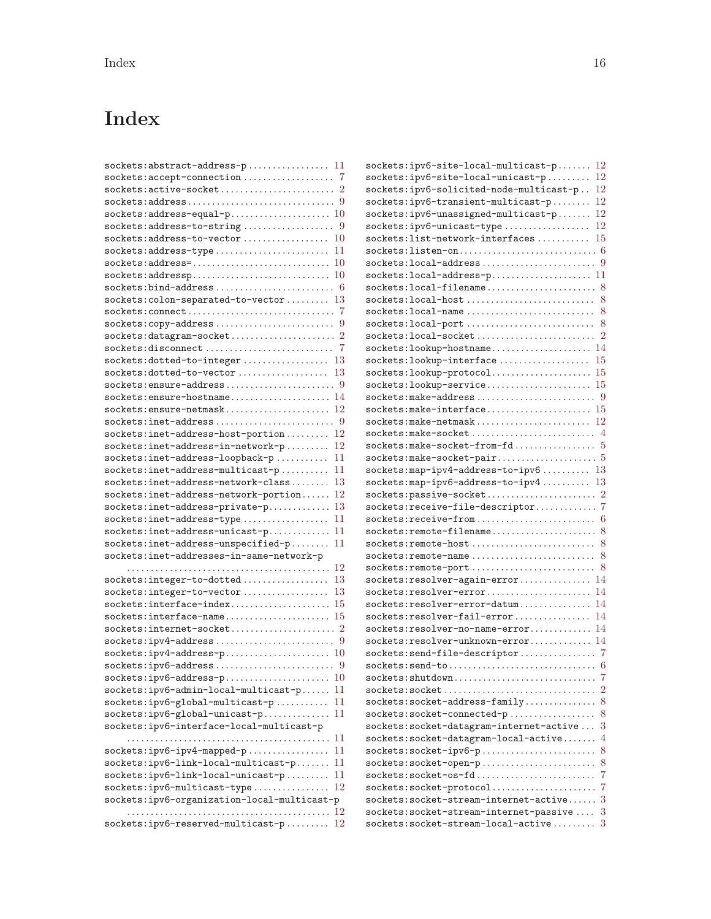# Index

- `sockets:abstract-address-p` ........ 11
- `sockets:accept-connection` ........ 7
- `sockets:active-socket` ........ 2
- `sockets:address` ........ 9
- `sockets:address-equal-p` ........ 10
- `sockets:address-to-string` ........ 9
- `sockets:address-to-vector` ........ 10
- `sockets:address-type` ........ 11
- `sockets:address=` ........ 10
- `sockets:addressp` ........ 10
- `sockets:bind-address` ........ 6
- `sockets:colon-separated-to-vector` ........ 13
- `sockets:connect` ........ 7
- `sockets:copy-address` ........ 9
- `sockets:datagram-socket` ........ 2
- `sockets:disconnect` ........ 7
- `sockets:dotted-to-integer` ........ 13
- `sockets:dotted-to-vector` ........ 13
- `sockets:ensure-address` ........ 9
- `sockets:ensure-hostname` ........ 14
- `sockets:ensure-netmask` ........ 12
- `sockets:inet-address` ........ 9
- `sockets:inet-address-host-portion` ........ 12
- `sockets:inet-address-in-network-p` ........ 12
- `sockets:inet-address-loopback-p` ........ 11
- `sockets:inet-address-multicast-p` ........ 11
- `sockets:inet-address-network-class` ........ 13
- `sockets:inet-address-network-portion` ........ 12
- `sockets:inet-address-private-p` ........ 13
- `sockets:inet-address-type` ........ 11
- `sockets:inet-address-unicast-p` ........ 11
- `sockets:inet-address-unspecified-p` ........ 11
- `sockets:inet-addresses-in-same-network-p` ........ 12
- `sockets:integer-to-dotted` ........ 13
- `sockets:integer-to-vector` ........ 13
- `sockets:interface-index` ........ 15
- `sockets:interface-name` ........ 15
- `sockets:internet-socket` ........ 2
- `sockets:ipv4-address` ........ 9
- `sockets:ipv4-address-p` ........ 10
- `sockets:ipv6-address` ........ 9
- `sockets:ipv6-address-p` ........ 10
- `sockets:ipv6-admin-local-multicast-p` ........ 11
- `sockets:ipv6-global-multicast-p` ........ 11
- `sockets:ipv6-global-unicast-p` ........ 11
- `sockets:ipv6-interface-local-multicast-p` ........ 11
- `sockets:ipv6-ipv4-mapped-p` ........ 11
- `sockets:ipv6-link-local-multicast-p` ........ 11
- `sockets:ipv6-link-local-unicast-p` ........ 11
- `sockets:ipv6-multicast-type` ........ 12
- `sockets:ipv6-organization-local-multicast-p` ........ 12
- `sockets:ipv6-reserved-multicast-p` ........ 12
- `sockets:ipv6-site-local-multicast-p` ........ 12
- `sockets:ipv6-site-local-unicast-p` ........ 12
- `sockets:ipv6-solicited-node-multicast-p` ........ 12
- `sockets:ipv6-transient-multicast-p` ........ 12
- `sockets:ipv6-unassigned-multicast-p` ........ 12
- `sockets:ipv6-unicast-type` ........ 12
- `sockets:list-network-interfaces` ........ 15
- `sockets:listen-on` ........ 6
- `sockets:local-address` ........ 9
- `sockets:local-address-p` ........ 11
- `sockets:local-filename` ........ 8
- `sockets:local-host` ........ 8
- `sockets:local-name` ........ 8
- `sockets:local-port` ........ 8
- `sockets:local-socket` ........ 2
- `sockets:lookup-hostname` ........ 14
- `sockets:lookup-interface` ........ 15
- `sockets:lookup-protocol` ........ 15
- `sockets:lookup-service` ........ 15
- `sockets:make-address` ........ 9
- `sockets:make-interface` ........ 15
- `sockets:make-netmask` ........ 12
- `sockets:make-socket` ........ 4
- `sockets:make-socket-from-fd` ........ 5
- `sockets:make-socket-pair` ........ 5
- `sockets:map-ipv4-address-to-ipv6` ........ 13
- `sockets:map-ipv6-address-to-ipv4` ........ 13
- `sockets:passive-socket` ........ 2
- `sockets:receive-file-descriptor` ........ 7
- `sockets:receive-from` ........ 6
- `sockets:remote-filename` ........ 8
- `sockets:remote-host` ........ 8
- `sockets:remote-name` ........ 8
- `sockets:remote-port` ........ 8
- `sockets:resolver-again-error` ........ 14
- `sockets:resolver-error` ........ 14
- `sockets:resolver-error-datum` ........ 14
- `sockets:resolver-fail-error` ........ 14
- `sockets:resolver-no-name-error` ........ 14
- `sockets:resolver-unknown-error` ........ 14
- `sockets:send-file-descriptor` ........ 7
- `sockets:send-to` ........ 6
- `sockets:shutdown` ........ 7
- `sockets:socket` ........ 2
- `sockets:socket-address-family` ........ 8
- `sockets:socket-connected-p` ........ 8
- `sockets:socket-datagram-internet-active` ........ 3
- `sockets:socket-datagram-local-active` ........ 4
- `sockets:socket-ipv6-p` ........ 8
- `sockets:socket-open-p` ........ 8
- `sockets:socket-os-fd` ........ 7
- `sockets:socket-protocol` ........ 7
- `sockets:socket-stream-internet-active` ........ 3
- `sockets:socket-stream-internet-passive` ........ 3
- `sockets:socket-stream-local-active` ........ 3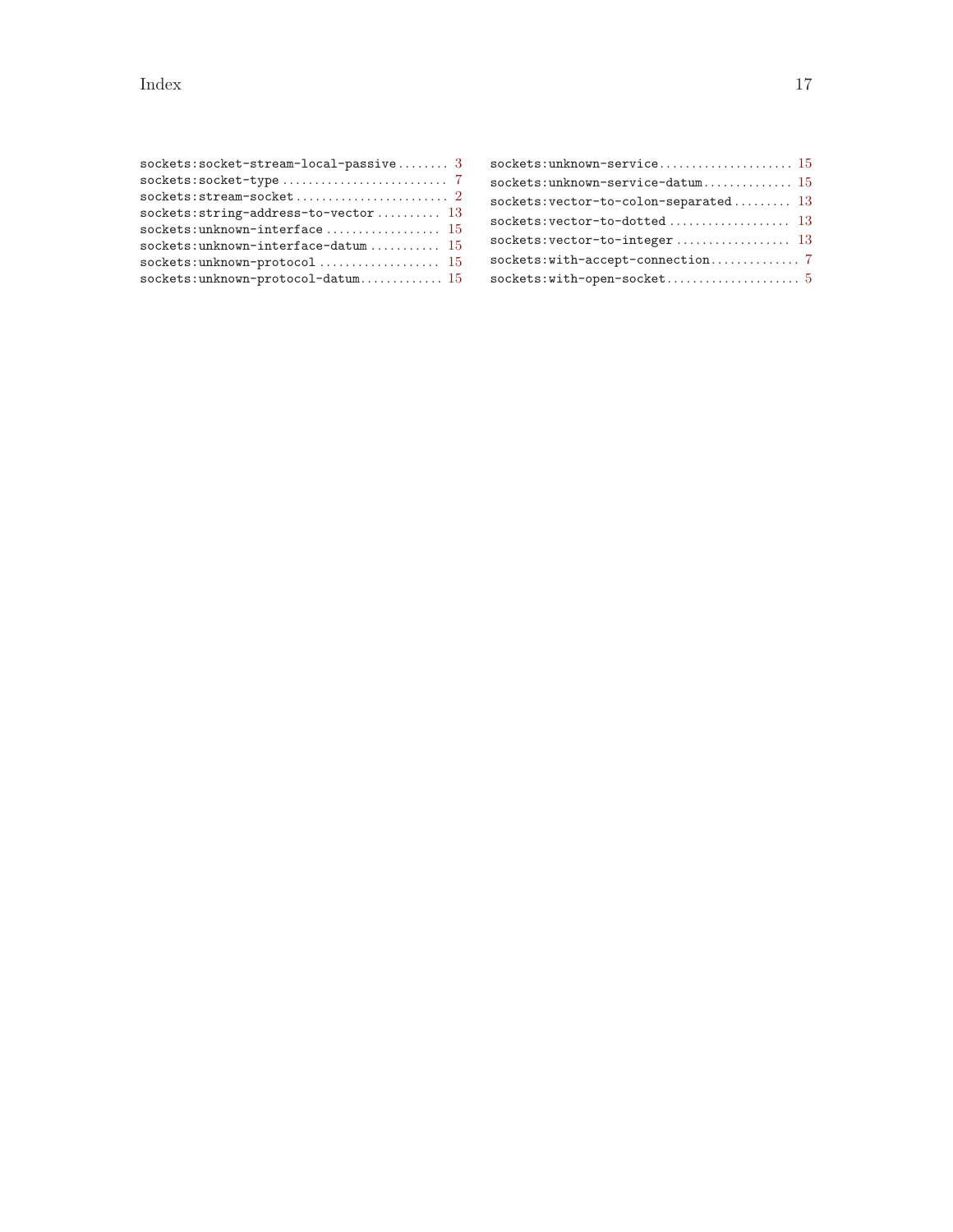- `sockets:socket-stream-local-passive` ........ 3
- `sockets:socket-type` .......................... 7
- `sockets:stream-socket` ........................ 2
- `sockets:string-address-to-vector` .......... 13
- `sockets:unknown-interface` .................. 15
- `sockets:unknown-interface-datum` ........... 15
- `sockets:unknown-protocol` ................... 15
- `sockets:unknown-protocol-datum` ............. 15
- `sockets:unknown-service` ..................... 15
- `sockets:unknown-service-datum` .............. 15
- `sockets:vector-to-colon-separated` ......... 13
- `sockets:vector-to-dotted` ................... 13
- `sockets:vector-to-integer` .................. 13
- `sockets:with-accept-connection` .............. 7
- `sockets:with-open-socket` ..................... 5